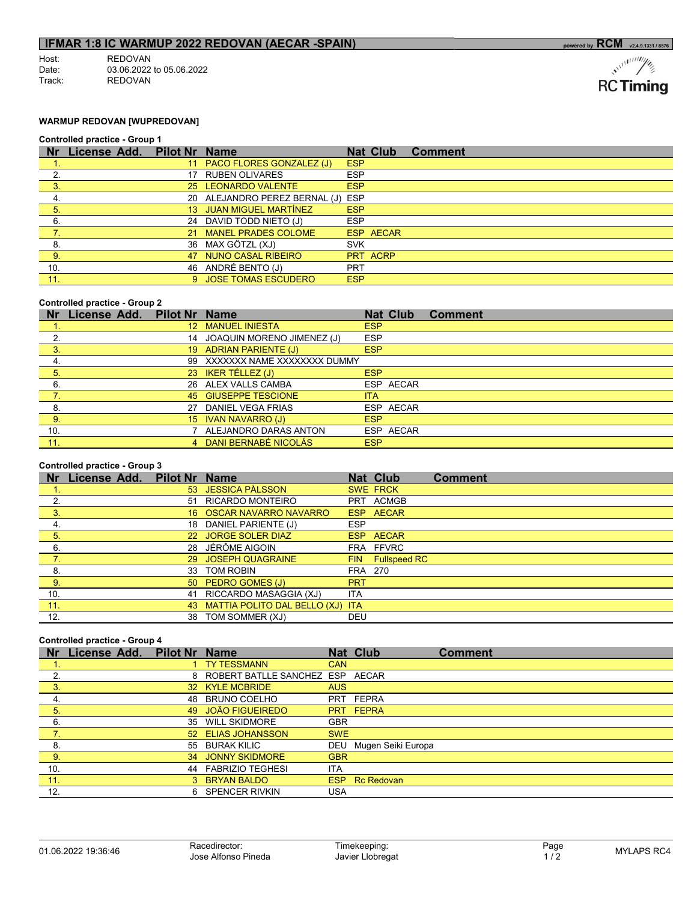# IFMAR 1:8 IC WARMUP 2022 REDOVAN (AECAR -SPAIN)

Host: REDOVAN
Date: 03.06.2022 to 05.06.2022
Track: REDOVAN

### WARMUP REDOVAN [WUPREDOVAN]

**Controlled practice - Group 1**

| Nr | License | Add. | Pilot Nr | Name | Nat | Club | Comment |
|---|---|---|---|---|---|---|---|
| 1. | | | 11 | PACO FLORES GONZALEZ (J) | ESP | | |
| 2. | | | 17 | RUBEN OLIVARES | ESP | | |
| 3. | | | 25 | LEONARDO VALENTE | ESP | | |
| 4. | | | 20 | ALEJANDRO PEREZ BERNAL (J) | ESP | | |
| 5. | | | 13 | JUAN MIGUEL MARTÍNEZ | ESP | | |
| 6. | | | 24 | DAVID TODD NIETO (J) | ESP | | |
| 7. | | | 21 | MANEL PRADES COLOME | ESP | AECAR | |
| 8. | | | 36 | MAX GÖTZL (XJ) | SVK | | |
| 9. | | | 47 | NUNO CASAL RIBEIRO | PRT | ACRP | |
| 10. | | | 46 | ANDRÉ BENTO (J) | PRT | | |
| 11. | | | 9 | JOSE TOMAS ESCUDERO | ESP | | |

**Controlled practice - Group 2**

| Nr | License | Add. | Pilot Nr | Name | Nat | Club | Comment |
|---|---|---|---|---|---|---|---|
| 1. | | | 12 | MANUEL INIESTA | ESP | | |
| 2. | | | 14 | JOAQUIN MORENO JIMENEZ (J) | ESP | | |
| 3. | | | 19 | ADRIAN PARIENTE (J) | ESP | | |
| 4. | | | 99 | XXXXXXX NAME XXXXXXXX DUMMY | | | |
| 5. | | | 23 | IKER TÉLLEZ (J) | ESP | | |
| 6. | | | 26 | ALEX VALLS CAMBA | ESP | AECAR | |
| 7. | | | 45 | GIUSEPPE TESCIONE | ITA | | |
| 8. | | | 27 | DANIEL VEGA FRIAS | ESP | AECAR | |
| 9. | | | 15 | IVAN NAVARRO (J) | ESP | | |
| 10. | | | 7 | ALEJANDRO DARAS ANTON | ESP | AECAR | |
| 11. | | | 4 | DANI BERNABÉ NICOLÁS | ESP | | |

**Controlled practice - Group 3**

| Nr | License | Add. | Pilot Nr | Name | Nat | Club | Comment |
|---|---|---|---|---|---|---|---|
| 1. | | | 53 | JESSICA PÅLSSON | SWE | FRCK | |
| 2. | | | 51 | RICARDO MONTEIRO | PRT | ACMGB | |
| 3. | | | 16 | OSCAR NAVARRO NAVARRO | ESP | AECAR | |
| 4. | | | 18 | DANIEL PARIENTE (J) | ESP | | |
| 5. | | | 22 | JORGE SOLER DIAZ | ESP | AECAR | |
| 6. | | | 28 | JÉRÔME AIGOIN | FRA | FFVRC | |
| 7. | | | 29 | JOSEPH QUAGRAINE | FIN | Fullspeed RC | |
| 8. | | | 33 | TOM ROBIN | FRA | 270 | |
| 9. | | | 50 | PEDRO GOMES (J) | PRT | | |
| 10. | | | 41 | RICCARDO MASAGGIA (XJ) | ITA | | |
| 11. | | | 43 | MATTIA POLITO DAL BELLO (XJ) | ITA | | |
| 12. | | | 38 | TOM SOMMER (XJ) | DEU | | |

**Controlled practice - Group 4**

| Nr | License | Add. | Pilot Nr | Name | Nat | Club | Comment |
|---|---|---|---|---|---|---|---|
| 1. | | | 1 | TY TESSMANN | CAN | | |
| 2. | | | 8 | ROBERT BATLLE SANCHEZ | ESP | AECAR | |
| 3. | | | 32 | KYLE MCBRIDE | AUS | | |
| 4. | | | 48 | BRUNO COELHO | PRT | FEPRA | |
| 5. | | | 49 | JOÃO FIGUEIREDO | PRT | FEPRA | |
| 6. | | | 35 | WILL SKIDMORE | GBR | | |
| 7. | | | 52 | ELIAS JOHANSSON | SWE | | |
| 8. | | | 55 | BURAK KILIC | DEU | Mugen Seiki Europa | |
| 9. | | | 34 | JONNY SKIDMORE | GBR | | |
| 10. | | | 44 | FABRIZIO TEGHESI | ITA | | |
| 11. | | | 3 | BRYAN BALDO | ESP | Rc Redovan | |
| 12. | | | 6 | SPENCER RIVKIN | USA | | |

01.06.2022 19:36:46 — Racedirector: Jose Alfonso Pineda — Timekeeping: Javier Llobregat — MYLAPS RC4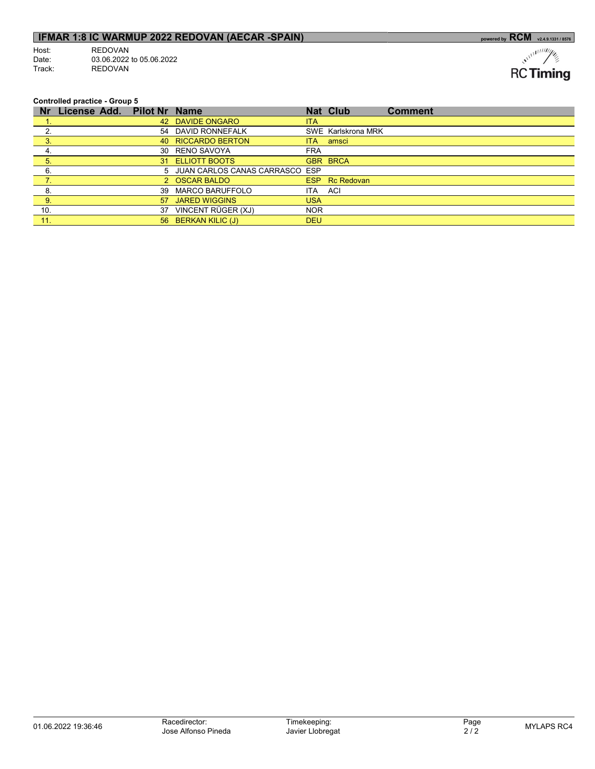# IFMAR 1:8 IC WARMUP 2022 REDOVAN (AECAR -SPAIN)

powered by RCM v2.4.9.1331 / 8576

Host: REDOVAN
Date: 03.06.2022 to 05.06.2022
Track: REDOVAN

RC Timing

**Controlled practice - Group 5**

| Nr | License | Add. | Pilot Nr | Name | Nat | Club | Comment |
|---|---|---|---|---|---|---|---|
| 1. | | | 42 | DAVIDE ONGARO | ITA | | |
| 2. | | | 54 | DAVID RONNEFALK | SWE | Karlskrona MRK | |
| 3. | | | 40 | RICCARDO BERTON | ITA | amsci | |
| 4. | | | 30 | RENO SAVOYA | FRA | | |
| 5. | | | 31 | ELLIOTT BOOTS | GBR | BRCA | |
| 6. | | | 5 | JUAN CARLOS CANAS CARRASCO | ESP | | |
| 7. | | | 2 | OSCAR BALDO | ESP | Rc Redovan | |
| 8. | | | 39 | MARCO BARUFFOLO | ITA | ACI | |
| 9. | | | 57 | JARED WIGGINS | USA | | |
| 10. | | | 37 | VINCENT RÜGER (XJ) | NOR | | |
| 11. | | | 56 | BERKAN KILIC (J) | DEU | | |

01.06.2022 19:36:46 | Racedirector: Jose Alfonso Pineda | Timekeeping: Javier Llobregat | MYLAPS RC4